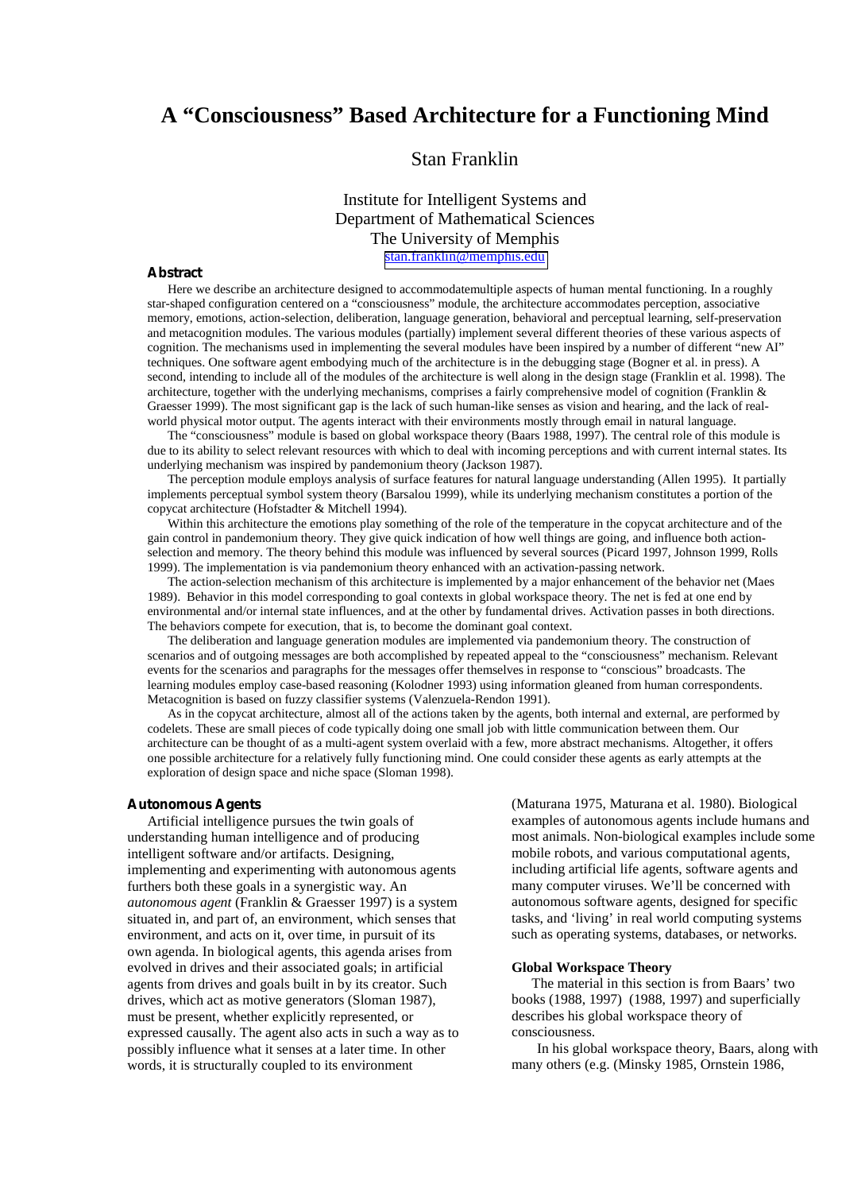# A "Consciousness" Based Architecture for a Functioning Mind

Stan Franklin

Institute for Intelligent Systems and
Department of Mathematical Sciences
The University of Memphis
stan.franklin@memphis.edu

## Abstract

Here we describe an architecture designed to accommodatemultiple aspects of human mental functioning. In a roughly star-shaped configuration centered on a "consciousness" module, the architecture accommodates perception, associative memory, emotions, action-selection, deliberation, language generation, behavioral and perceptual learning, self-preservation and metacognition modules. The various modules (partially) implement several different theories of these various aspects of cognition. The mechanisms used in implementing the several modules have been inspired by a number of different "new AI" techniques. One software agent embodying much of the architecture is in the debugging stage (Bogner et al. in press). A second, intending to include all of the modules of the architecture is well along in the design stage (Franklin et al. 1998). The architecture, together with the underlying mechanisms, comprises a fairly comprehensive model of cognition (Franklin & Graesser 1999). The most significant gap is the lack of such human-like senses as vision and hearing, and the lack of real-world physical motor output. The agents interact with their environments mostly through email in natural language.

The "consciousness" module is based on global workspace theory (Baars 1988, 1997). The central role of this module is due to its ability to select relevant resources with which to deal with incoming perceptions and with current internal states. Its underlying mechanism was inspired by pandemonium theory (Jackson 1987).

The perception module employs analysis of surface features for natural language understanding (Allen 1995). It partially implements perceptual symbol system theory (Barsalou 1999), while its underlying mechanism constitutes a portion of the copycat architecture (Hofstadter & Mitchell 1994).

Within this architecture the emotions play something of the role of the temperature in the copycat architecture and of the gain control in pandemonium theory. They give quick indication of how well things are going, and influence both action-selection and memory. The theory behind this module was influenced by several sources (Picard 1997, Johnson 1999, Rolls 1999). The implementation is via pandemonium theory enhanced with an activation-passing network.

The action-selection mechanism of this architecture is implemented by a major enhancement of the behavior net (Maes 1989). Behavior in this model corresponding to goal contexts in global workspace theory. The net is fed at one end by environmental and/or internal state influences, and at the other by fundamental drives. Activation passes in both directions. The behaviors compete for execution, that is, to become the dominant goal context.

The deliberation and language generation modules are implemented via pandemonium theory. The construction of scenarios and of outgoing messages are both accomplished by repeated appeal to the "consciousness" mechanism. Relevant events for the scenarios and paragraphs for the messages offer themselves in response to "conscious" broadcasts. The learning modules employ case-based reasoning (Kolodner 1993) using information gleaned from human correspondents. Metacognition is based on fuzzy classifier systems (Valenzuela-Rendon 1991).

As in the copycat architecture, almost all of the actions taken by the agents, both internal and external, are performed by codelets. These are small pieces of code typically doing one small job with little communication between them. Our architecture can be thought of as a multi-agent system overlaid with a few, more abstract mechanisms. Altogether, it offers one possible architecture for a relatively fully functioning mind. One could consider these agents as early attempts at the exploration of design space and niche space (Sloman 1998).

## Autonomous Agents

Artificial intelligence pursues the twin goals of understanding human intelligence and of producing intelligent software and/or artifacts. Designing, implementing and experimenting with autonomous agents furthers both these goals in a synergistic way. An *autonomous agent* (Franklin & Graesser 1997) is a system situated in, and part of, an environment, which senses that environment, and acts on it, over time, in pursuit of its own agenda. In biological agents, this agenda arises from evolved in drives and their associated goals; in artificial agents from drives and goals built in by its creator. Such drives, which act as motive generators (Sloman 1987), must be present, whether explicitly represented, or expressed causally. The agent also acts in such a way as to possibly influence what it senses at a later time. In other words, it is structurally coupled to its environment (Maturana 1975, Maturana et al. 1980). Biological examples of autonomous agents include humans and most animals. Non-biological examples include some mobile robots, and various computational agents, including artificial life agents, software agents and many computer viruses. We'll be concerned with autonomous software agents, designed for specific tasks, and 'living' in real world computing systems such as operating systems, databases, or networks.

### Global Workspace Theory

The material in this section is from Baars' two books (1988, 1997) (1988, 1997) and superficially describes his global workspace theory of consciousness.

In his global workspace theory, Baars, along with many others (e.g. (Minsky 1985, Ornstein 1986,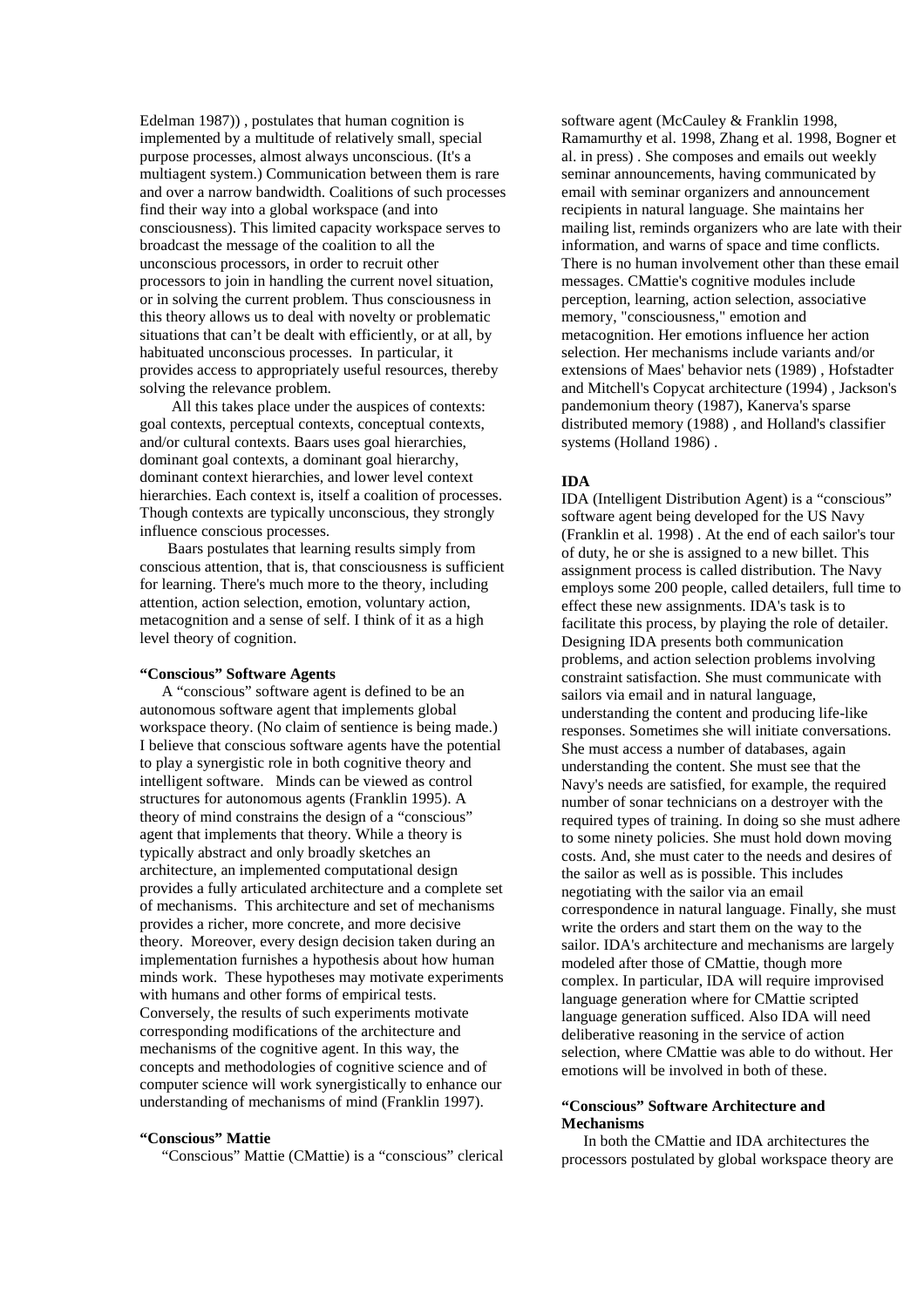Edelman 1987)) , postulates that human cognition is implemented by a multitude of relatively small, special purpose processes, almost always unconscious. (It's a multiagent system.) Communication between them is rare and over a narrow bandwidth. Coalitions of such processes find their way into a global workspace (and into consciousness). This limited capacity workspace serves to broadcast the message of the coalition to all the unconscious processors, in order to recruit other processors to join in handling the current novel situation, or in solving the current problem. Thus consciousness in this theory allows us to deal with novelty or problematic situations that can't be dealt with efficiently, or at all, by habituated unconscious processes. In particular, it provides access to appropriately useful resources, thereby solving the relevance problem.

All this takes place under the auspices of contexts: goal contexts, perceptual contexts, conceptual contexts, and/or cultural contexts. Baars uses goal hierarchies, dominant goal contexts, a dominant goal hierarchy, dominant context hierarchies, and lower level context hierarchies. Each context is, itself a coalition of processes. Though contexts are typically unconscious, they strongly influence conscious processes.

Baars postulates that learning results simply from conscious attention, that is, that consciousness is sufficient for learning. There's much more to the theory, including attention, action selection, emotion, voluntary action, metacognition and a sense of self. I think of it as a high level theory of cognition.

#### "Conscious" Software Agents

A "conscious" software agent is defined to be an autonomous software agent that implements global workspace theory. (No claim of sentience is being made.) I believe that conscious software agents have the potential to play a synergistic role in both cognitive theory and intelligent software. Minds can be viewed as control structures for autonomous agents (Franklin 1995). A theory of mind constrains the design of a "conscious" agent that implements that theory. While a theory is typically abstract and only broadly sketches an architecture, an implemented computational design provides a fully articulated architecture and a complete set of mechanisms. This architecture and set of mechanisms provides a richer, more concrete, and more decisive theory. Moreover, every design decision taken during an implementation furnishes a hypothesis about how human minds work. These hypotheses may motivate experiments with humans and other forms of empirical tests. Conversely, the results of such experiments motivate corresponding modifications of the architecture and mechanisms of the cognitive agent. In this way, the concepts and methodologies of cognitive science and of computer science will work synergistically to enhance our understanding of mechanisms of mind (Franklin 1997).

#### "Conscious" Mattie

"Conscious" Mattie (CMattie) is a "conscious" clerical software agent (McCauley & Franklin 1998, Ramamurthy et al. 1998, Zhang et al. 1998, Bogner et al. in press) . She composes and emails out weekly seminar announcements, having communicated by email with seminar organizers and announcement recipients in natural language. She maintains her mailing list, reminds organizers who are late with their information, and warns of space and time conflicts. There is no human involvement other than these email messages. CMattie's cognitive modules include perception, learning, action selection, associative memory, "consciousness," emotion and metacognition. Her emotions influence her action selection. Her mechanisms include variants and/or extensions of Maes' behavior nets (1989) , Hofstadter and Mitchell's Copycat architecture (1994) , Jackson's pandemonium theory (1987), Kanerva's sparse distributed memory (1988) , and Holland's classifier systems (Holland 1986) .

#### IDA

IDA (Intelligent Distribution Agent) is a "conscious" software agent being developed for the US Navy (Franklin et al. 1998) . At the end of each sailor's tour of duty, he or she is assigned to a new billet. This assignment process is called distribution. The Navy employs some 200 people, called detailers, full time to effect these new assignments. IDA's task is to facilitate this process, by playing the role of detailer. Designing IDA presents both communication problems, and action selection problems involving constraint satisfaction. She must communicate with sailors via email and in natural language, understanding the content and producing life-like responses. Sometimes she will initiate conversations. She must access a number of databases, again understanding the content. She must see that the Navy's needs are satisfied, for example, the required number of sonar technicians on a destroyer with the required types of training. In doing so she must adhere to some ninety policies. She must hold down moving costs. And, she must cater to the needs and desires of the sailor as well as is possible. This includes negotiating with the sailor via an email correspondence in natural language. Finally, she must write the orders and start them on the way to the sailor. IDA's architecture and mechanisms are largely modeled after those of CMattie, though more complex. In particular, IDA will require improvised language generation where for CMattie scripted language generation sufficed. Also IDA will need deliberative reasoning in the service of action selection, where CMattie was able to do without. Her emotions will be involved in both of these.

#### "Conscious" Software Architecture and Mechanisms

In both the CMattie and IDA architectures the processors postulated by global workspace theory are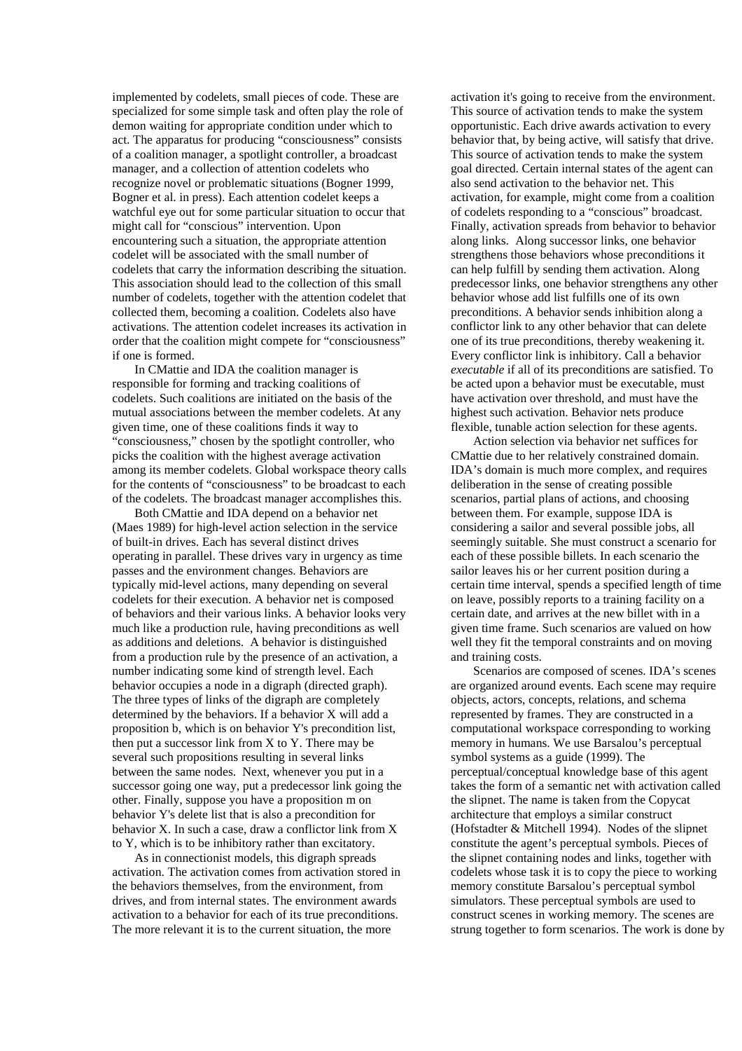implemented by codelets, small pieces of code. These are specialized for some simple task and often play the role of demon waiting for appropriate condition under which to act. The apparatus for producing "consciousness" consists of a coalition manager, a spotlight controller, a broadcast manager, and a collection of attention codelets who recognize novel or problematic situations (Bogner 1999, Bogner et al. in press). Each attention codelet keeps a watchful eye out for some particular situation to occur that might call for "conscious" intervention. Upon encountering such a situation, the appropriate attention codelet will be associated with the small number of codelets that carry the information describing the situation. This association should lead to the collection of this small number of codelets, together with the attention codelet that collected them, becoming a coalition. Codelets also have activations. The attention codelet increases its activation in order that the coalition might compete for "consciousness" if one is formed.

In CMattie and IDA the coalition manager is responsible for forming and tracking coalitions of codelets. Such coalitions are initiated on the basis of the mutual associations between the member codelets. At any given time, one of these coalitions finds it way to "consciousness," chosen by the spotlight controller, who picks the coalition with the highest average activation among its member codelets. Global workspace theory calls for the contents of "consciousness" to be broadcast to each of the codelets. The broadcast manager accomplishes this.

Both CMattie and IDA depend on a behavior net (Maes 1989) for high-level action selection in the service of built-in drives. Each has several distinct drives operating in parallel. These drives vary in urgency as time passes and the environment changes. Behaviors are typically mid-level actions, many depending on several codelets for their execution. A behavior net is composed of behaviors and their various links. A behavior looks very much like a production rule, having preconditions as well as additions and deletions. A behavior is distinguished from a production rule by the presence of an activation, a number indicating some kind of strength level. Each behavior occupies a node in a digraph (directed graph). The three types of links of the digraph are completely determined by the behaviors. If a behavior X will add a proposition b, which is on behavior Y's precondition list, then put a successor link from X to Y. There may be several such propositions resulting in several links between the same nodes. Next, whenever you put in a successor going one way, put a predecessor link going the other. Finally, suppose you have a proposition m on behavior Y's delete list that is also a precondition for behavior X. In such a case, draw a conflictor link from X to Y, which is to be inhibitory rather than excitatory.

As in connectionist models, this digraph spreads activation. The activation comes from activation stored in the behaviors themselves, from the environment, from drives, and from internal states. The environment awards activation to a behavior for each of its true preconditions. The more relevant it is to the current situation, the more activation it's going to receive from the environment. This source of activation tends to make the system opportunistic. Each drive awards activation to every behavior that, by being active, will satisfy that drive. This source of activation tends to make the system goal directed. Certain internal states of the agent can also send activation to the behavior net. This activation, for example, might come from a coalition of codelets responding to a "conscious" broadcast. Finally, activation spreads from behavior to behavior along links. Along successor links, one behavior strengthens those behaviors whose preconditions it can help fulfill by sending them activation. Along predecessor links, one behavior strengthens any other behavior whose add list fulfills one of its own preconditions. A behavior sends inhibition along a conflictor link to any other behavior that can delete one of its true preconditions, thereby weakening it. Every conflictor link is inhibitory. Call a behavior *executable* if all of its preconditions are satisfied. To be acted upon a behavior must be executable, must have activation over threshold, and must have the highest such activation. Behavior nets produce flexible, tunable action selection for these agents.

Action selection via behavior net suffices for CMattie due to her relatively constrained domain. IDA's domain is much more complex, and requires deliberation in the sense of creating possible scenarios, partial plans of actions, and choosing between them. For example, suppose IDA is considering a sailor and several possible jobs, all seemingly suitable. She must construct a scenario for each of these possible billets. In each scenario the sailor leaves his or her current position during a certain time interval, spends a specified length of time on leave, possibly reports to a training facility on a certain date, and arrives at the new billet with in a given time frame. Such scenarios are valued on how well they fit the temporal constraints and on moving and training costs.

Scenarios are composed of scenes. IDA's scenes are organized around events. Each scene may require objects, actors, concepts, relations, and schema represented by frames. They are constructed in a computational workspace corresponding to working memory in humans. We use Barsalou's perceptual symbol systems as a guide (1999). The perceptual/conceptual knowledge base of this agent takes the form of a semantic net with activation called the slipnet. The name is taken from the Copycat architecture that employs a similar construct (Hofstadter & Mitchell 1994). Nodes of the slipnet constitute the agent's perceptual symbols. Pieces of the slipnet containing nodes and links, together with codelets whose task it is to copy the piece to working memory constitute Barsalou's perceptual symbol simulators. These perceptual symbols are used to construct scenes in working memory. The scenes are strung together to form scenarios. The work is done by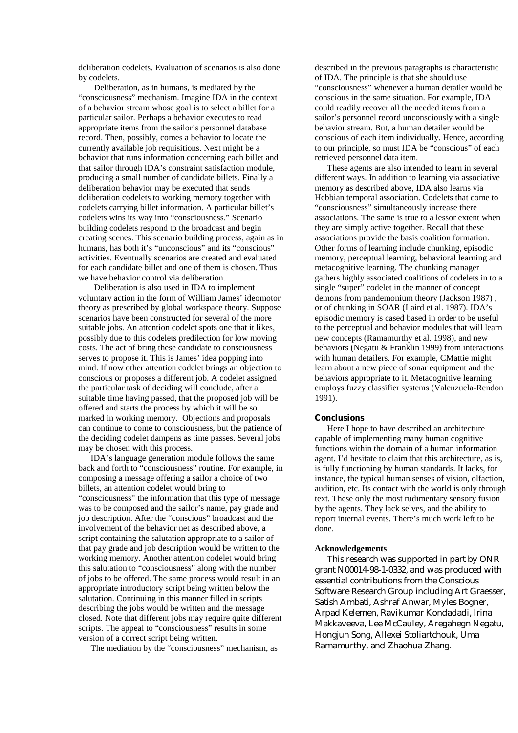deliberation codelets. Evaluation of scenarios is also done by codelets.

Deliberation, as in humans, is mediated by the "consciousness" mechanism. Imagine IDA in the context of a behavior stream whose goal is to select a billet for a particular sailor. Perhaps a behavior executes to read appropriate items from the sailor's personnel database record. Then, possibly, comes a behavior to locate the currently available job requisitions. Next might be a behavior that runs information concerning each billet and that sailor through IDA's constraint satisfaction module, producing a small number of candidate billets. Finally a deliberation behavior may be executed that sends deliberation codelets to working memory together with codelets carrying billet information. A particular billet's codelets wins its way into "consciousness." Scenario building codelets respond to the broadcast and begin creating scenes. This scenario building process, again as in humans, has both it's "unconscious" and its "conscious" activities. Eventually scenarios are created and evaluated for each candidate billet and one of them is chosen. Thus we have behavior control via deliberation.

Deliberation is also used in IDA to implement voluntary action in the form of William James' ideomotor theory as prescribed by global workspace theory. Suppose scenarios have been constructed for several of the more suitable jobs. An attention codelet spots one that it likes, possibly due to this codelets predilection for low moving costs. The act of bring these candidate to consciousness serves to propose it. This is James' idea popping into mind. If now other attention codelet brings an objection to conscious or proposes a different job. A codelet assigned the particular task of deciding will conclude, after a suitable time having passed, that the proposed job will be offered and starts the process by which it will be so marked in working memory. Objections and proposals can continue to come to consciousness, but the patience of the deciding codelet dampens as time passes. Several jobs may be chosen with this process.

IDA's language generation module follows the same back and forth to "consciousness" routine. For example, in composing a message offering a sailor a choice of two billets, an attention codelet would bring to "consciousness" the information that this type of message was to be composed and the sailor's name, pay grade and job description. After the "conscious" broadcast and the involvement of the behavior net as described above, a script containing the salutation appropriate to a sailor of that pay grade and job description would be written to the working memory. Another attention codelet would bring this salutation to "consciousness" along with the number of jobs to be offered. The same process would result in an appropriate introductory script being written below the salutation. Continuing in this manner filled in scripts describing the jobs would be written and the message closed. Note that different jobs may require quite different scripts. The appeal to "consciousness" results in some version of a correct script being written.

The mediation by the "consciousness" mechanism, as described in the previous paragraphs is characteristic of IDA. The principle is that she should use "consciousness" whenever a human detailer would be conscious in the same situation. For example, IDA could readily recover all the needed items from a sailor's personnel record unconsciously with a single behavior stream. But, a human detailer would be conscious of each item individually. Hence, according to our principle, so must IDA be "conscious" of each retrieved personnel data item.

These agents are also intended to learn in several different ways. In addition to learning via associative memory as described above, IDA also learns via Hebbian temporal association. Codelets that come to "consciousness" simultaneously increase there associations. The same is true to a lessor extent when they are simply active together. Recall that these associations provide the basis coalition formation. Other forms of learning include chunking, episodic memory, perceptual learning, behavioral learning and metacognitive learning. The chunking manager gathers highly associated coalitions of codelets in to a single "super" codelet in the manner of concept demons from pandemonium theory (Jackson 1987) , or of chunking in SOAR (Laird et al. 1987). IDA's episodic memory is cased based in order to be useful to the perceptual and behavior modules that will learn new concepts (Ramamurthy et al. 1998), and new behaviors (Negatu & Franklin 1999) from interactions with human detailers. For example, CMattie might learn about a new piece of sonar equipment and the behaviors appropriate to it. Metacognitive learning employs fuzzy classifier systems (Valenzuela-Rendon 1991).

## Conclusions

Here I hope to have described an architecture capable of implementing many human cognitive functions within the domain of a human information agent. I'd hesitate to claim that this architecture, as is, is fully functioning by human standards. It lacks, for instance, the typical human senses of vision, olfaction, audition, etc. Its contact with the world is only through text. These only the most rudimentary sensory fusion by the agents. They lack selves, and the ability to report internal events. There's much work left to be done.

## Acknowledgements

This research was supported in part by ONR grant N00014-98-1-0332, and was produced with essential contributions from the Conscious Software Research Group including Art Graesser, Satish Ambati, Ashraf Anwar, Myles Bogner, Arpad Kelemen, Ravikumar Kondadadi, Irina Makkaveeva, Lee McCauley, Aregahegn Negatu, Hongjun Song, Allexei Stoliartchouk, Uma Ramamurthy, and Zhaohua Zhang.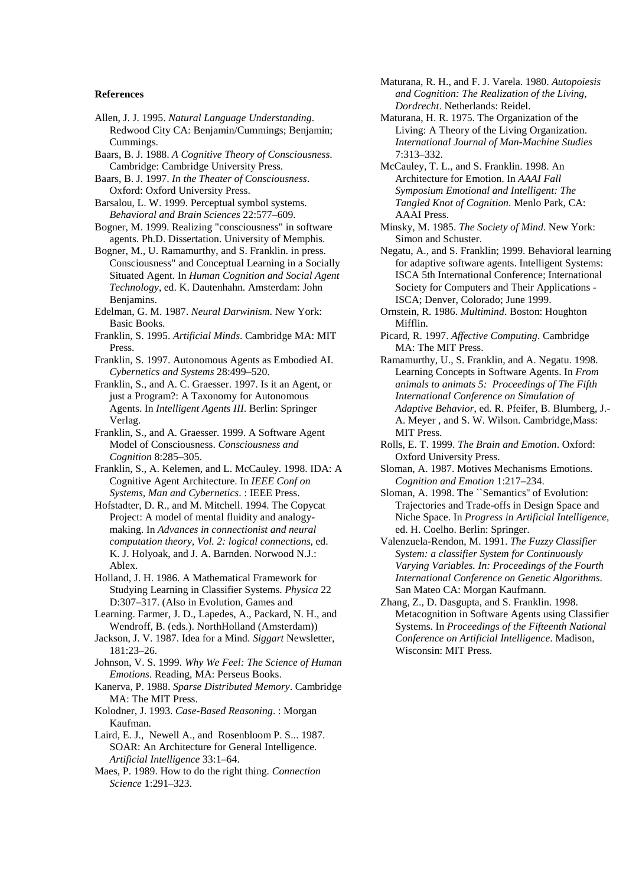### References

Allen, J. J. 1995. *Natural Language Understanding*. Redwood City CA: Benjamin/Cummings; Benjamin; Cummings.

Baars, B. J. 1988. *A Cognitive Theory of Consciousness*. Cambridge: Cambridge University Press.

Baars, B. J. 1997. *In the Theater of Consciousness*. Oxford: Oxford University Press.

Barsalou, L. W. 1999. Perceptual symbol systems. *Behavioral and Brain Sciences* 22:577–609.

Bogner, M. 1999. Realizing "consciousness" in software agents. Ph.D. Dissertation. University of Memphis.

Bogner, M., U. Ramamurthy, and S. Franklin. in press. Consciousness" and Conceptual Learning in a Socially Situated Agent. In *Human Cognition and Social Agent Technology*, ed. K. Dautenhahn. Amsterdam: John Benjamins.

Edelman, G. M. 1987. *Neural Darwinism*. New York: Basic Books.

Franklin, S. 1995. *Artificial Minds*. Cambridge MA: MIT Press.

Franklin, S. 1997. Autonomous Agents as Embodied AI. *Cybernetics and Systems* 28:499–520.

Franklin, S., and A. C. Graesser. 1997. Is it an Agent, or just a Program?: A Taxonomy for Autonomous Agents. In *Intelligent Agents III*. Berlin: Springer Verlag.

Franklin, S., and A. Graesser. 1999. A Software Agent Model of Consciousness. *Consciousness and Cognition* 8:285–305.

Franklin, S., A. Kelemen, and L. McCauley. 1998. IDA: A Cognitive Agent Architecture. In *IEEE Conf on Systems, Man and Cybernetics*. : IEEE Press.

Hofstadter, D. R., and M. Mitchell. 1994. The Copycat Project: A model of mental fluidity and analogy-making. In *Advances in connectionist and neural computation theory, Vol. 2: logical connections*, ed. K. J. Holyoak, and J. A. Barnden. Norwood N.J.: Ablex.

Holland, J. H. 1986. A Mathematical Framework for Studying Learning in Classifier Systems. *Physica* 22 D:307–317. (Also in Evolution, Games and Learning. Farmer, J. D., Lapedes, A., Packard, N. H., and Wendroff, B. (eds.). NorthHolland (Amsterdam))

Jackson, J. V. 1987. Idea for a Mind. *Siggart* Newsletter, 181:23–26.

Johnson, V. S. 1999. *Why We Feel: The Science of Human Emotions*. Reading, MA: Perseus Books.

Kanerva, P. 1988. *Sparse Distributed Memory*. Cambridge MA: The MIT Press.

Kolodner, J. 1993. *Case-Based Reasoning*. : Morgan Kaufman.

Laird, E. J., Newell A., and Rosenbloom P. S... 1987. SOAR: An Architecture for General Intelligence. *Artificial Intelligence* 33:1–64.

Maes, P. 1989. How to do the right thing. *Connection Science* 1:291–323.

Maturana, R. H., and F. J. Varela. 1980. *Autopoiesis and Cognition: The Realization of the Living, Dordrecht*. Netherlands: Reidel.

Maturana, H. R. 1975. The Organization of the Living: A Theory of the Living Organization. *International Journal of Man-Machine Studies* 7:313–332.

McCauley, T. L., and S. Franklin. 1998. An Architecture for Emotion. In *AAAI Fall Symposium Emotional and Intelligent: The Tangled Knot of Cognition*. Menlo Park, CA: AAAI Press.

Minsky, M. 1985. *The Society of Mind*. New York: Simon and Schuster.

Negatu, A., and S. Franklin; 1999. Behavioral learning for adaptive software agents. Intelligent Systems: ISCA 5th International Conference; International Society for Computers and Their Applications - ISCA; Denver, Colorado; June 1999.

Ornstein, R. 1986. *Multimind*. Boston: Houghton Mifflin.

Picard, R. 1997. *Affective Computing*. Cambridge MA: The MIT Press.

Ramamurthy, U., S. Franklin, and A. Negatu. 1998. Learning Concepts in Software Agents. In *From animals to animats 5: Proceedings of The Fifth International Conference on Simulation of Adaptive Behavior*, ed. R. Pfeifer, B. Blumberg, J.-A. Meyer , and S. W. Wilson. Cambridge,Mass: MIT Press.

Rolls, E. T. 1999. *The Brain and Emotion*. Oxford: Oxford University Press.

Sloman, A. 1987. Motives Mechanisms Emotions. *Cognition and Emotion* 1:217–234.

Sloman, A. 1998. The ``Semantics'' of Evolution: Trajectories and Trade-offs in Design Space and Niche Space. In *Progress in Artificial Intelligence*, ed. H. Coelho. Berlin: Springer.

Valenzuela-Rendon, M. 1991. *The Fuzzy Classifier System: a classifier System for Continuously Varying Variables. In: Proceedings of the Fourth International Conference on Genetic Algorithms*. San Mateo CA: Morgan Kaufmann.

Zhang, Z., D. Dasgupta, and S. Franklin. 1998. Metacognition in Software Agents using Classifier Systems. In *Proceedings of the Fifteenth National Conference on Artificial Intelligence*. Madison, Wisconsin: MIT Press.